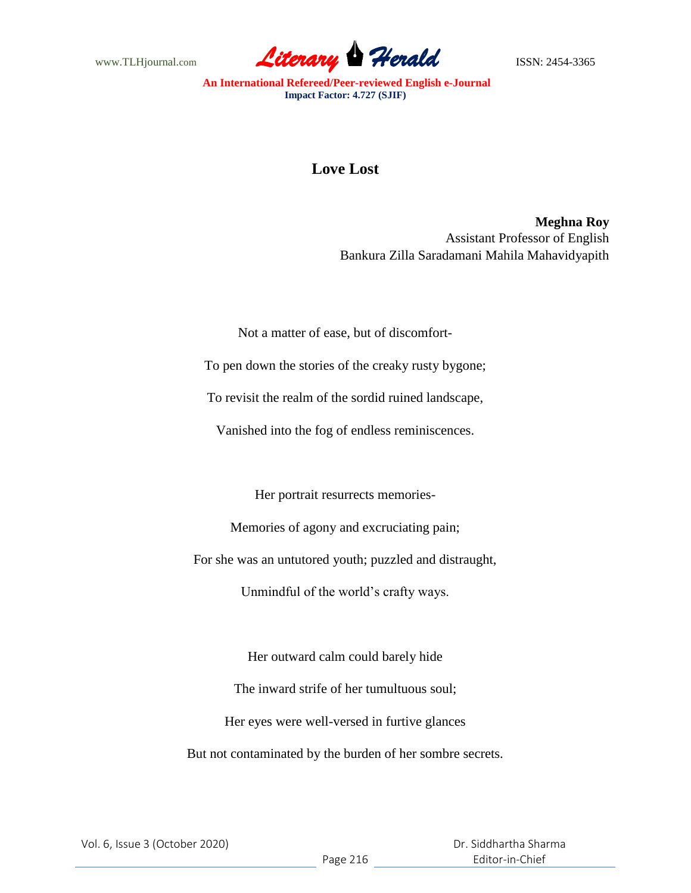# Love Lost

**Meghna Roy**
Assistant Professor of English
Bankura Zilla Saradamani Mahila Mahavidyapith

Not a matter of ease, but of discomfort-

To pen down the stories of the creaky rusty bygone;

To revisit the realm of the sordid ruined landscape,

Vanished into the fog of endless reminiscences.

Her portrait resurrects memories-

Memories of agony and excruciating pain;

For she was an untutored youth; puzzled and distraught,

Unmindful of the world's crafty ways.

Her outward calm could barely hide

The inward strife of her tumultuous soul;

Her eyes were well-versed in furtive glances

But not contaminated by the burden of her sombre secrets.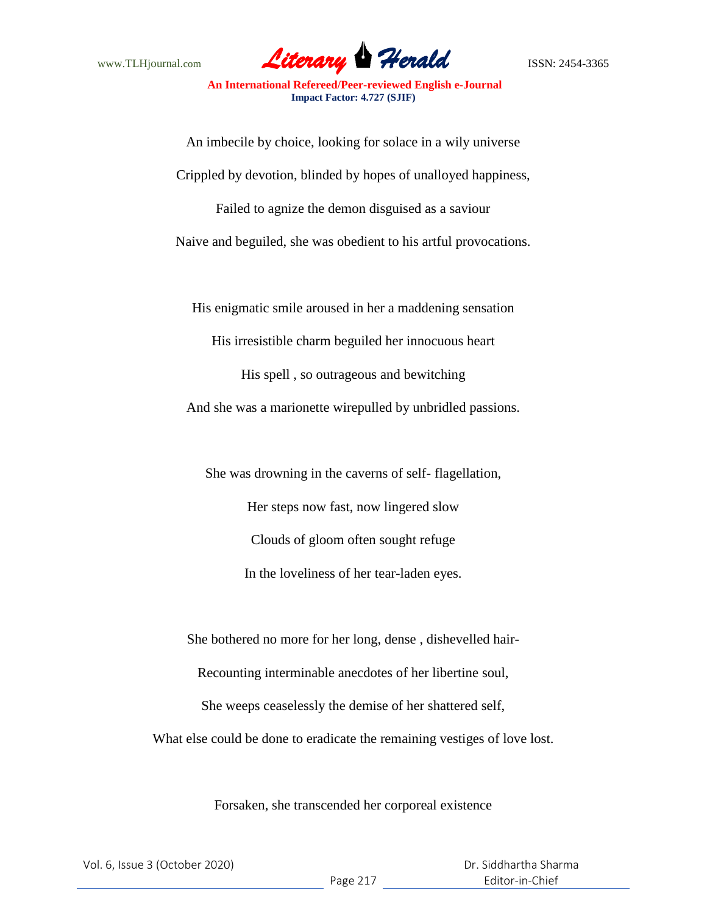An imbecile by choice, looking for solace in a wily universe

Crippled by devotion, blinded by hopes of unalloyed happiness,

Failed to agnize the demon disguised as a saviour

Naive and beguiled, she was obedient to his artful provocations.

His enigmatic smile aroused in her a maddening sensation

His irresistible charm beguiled her innocuous heart

His spell , so outrageous and bewitching

And she was a marionette wirepulled by unbridled passions.

She was drowning in the caverns of self- flagellation,

Her steps now fast, now lingered slow

Clouds of gloom often sought refuge

In the loveliness of her tear-laden eyes.

She bothered no more for her long, dense , dishevelled hair-

Recounting interminable anecdotes of her libertine soul,

She weeps ceaselessly the demise of her shattered self,

What else could be done to eradicate the remaining vestiges of love lost.

Forsaken, she transcended her corporeal existence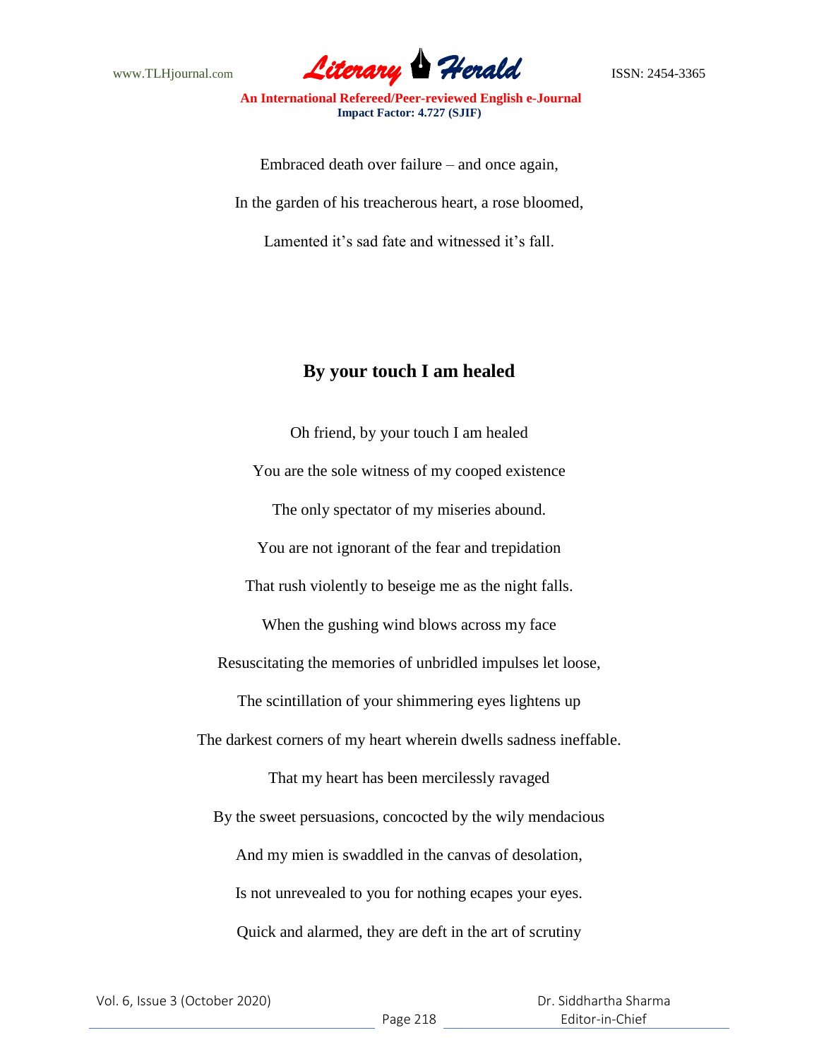Embraced death over failure – and once again,

In the garden of his treacherous heart, a rose bloomed,

Lamented it's sad fate and witnessed it's fall.

## By your touch I am healed

Oh friend, by your touch I am healed

You are the sole witness of my cooped existence

The only spectator of my miseries abound.

You are not ignorant of the fear and trepidation

That rush violently to beseige me as the night falls.

When the gushing wind blows across my face

Resuscitating the memories of unbridled impulses let loose,

The scintillation of your shimmering eyes lightens up

The darkest corners of my heart wherein dwells sadness ineffable.

That my heart has been mercilessly ravaged

By the sweet persuasions, concocted by the wily mendacious

And my mien is swaddled in the canvas of desolation,

Is not unrevealed to you for nothing ecapes your eyes.

Quick and alarmed, they are deft in the art of scrutiny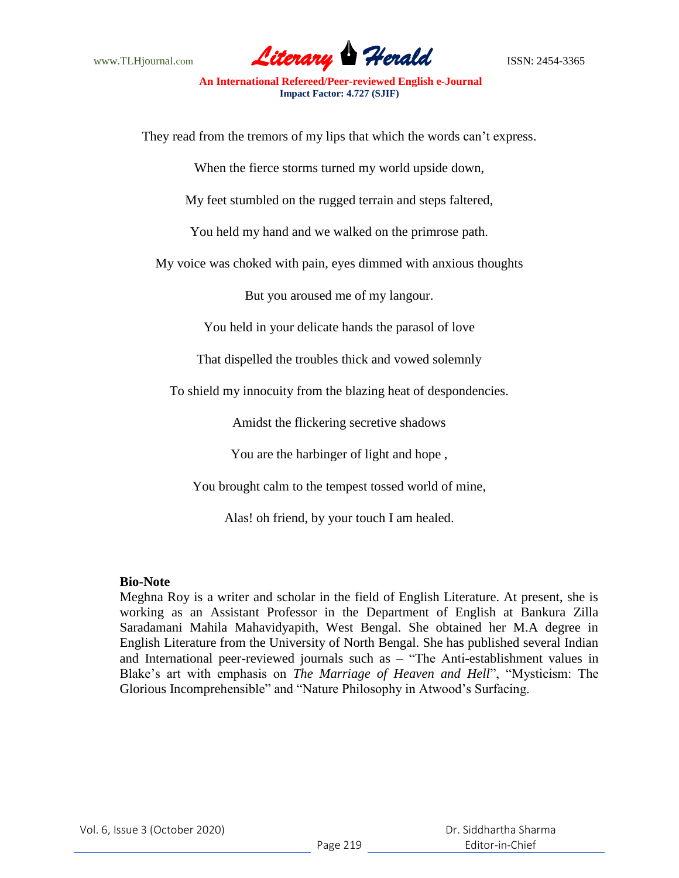They read from the tremors of my lips that which the words can't express.

When the fierce storms turned my world upside down,

My feet stumbled on the rugged terrain and steps faltered,

You held my hand and we walked on the primrose path.

My voice was choked with pain, eyes dimmed with anxious thoughts

But you aroused me of my langour.

You held in your delicate hands the parasol of love

That dispelled the troubles thick and vowed solemnly

To shield my innocuity from the blazing heat of despondencies.

Amidst the flickering secretive shadows

You are the harbinger of light and hope ,

You brought calm to the tempest tossed world of mine,

Alas! oh friend, by your touch I am healed.

**Bio-Note**

Meghna Roy is a writer and scholar in the field of English Literature. At present, she is working as an Assistant Professor in the Department of English at Bankura Zilla Saradamani Mahila Mahavidyapith, West Bengal. She obtained her M.A degree in English Literature from the University of North Bengal. She has published several Indian and International peer-reviewed journals such as – "The Anti-establishment values in Blake's art with emphasis on *The Marriage of Heaven and Hell*", "Mysticism: The Glorious Incomprehensible" and "Nature Philosophy in Atwood's Surfacing.